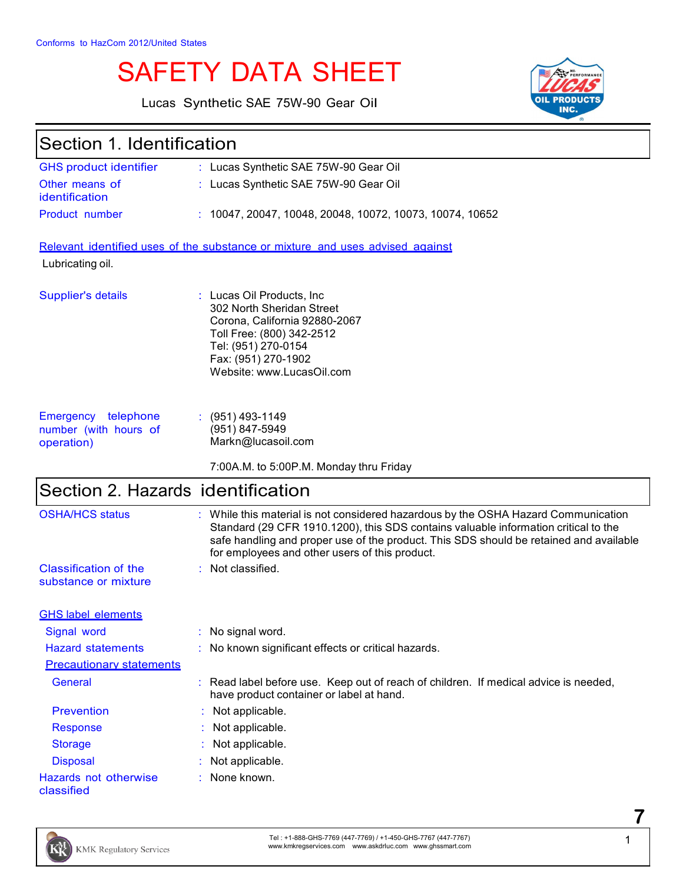Conforms to HazCom 2012/United States

# SAFETY DATA SHEET

Lucas Synthetic SAE 75W-90 Gear Oil

## Section 1. Identification

| | |
|---|---|
| GHS product identifier | : Lucas Synthetic SAE 75W-90 Gear Oil |
| Other means of identification | : Lucas Synthetic SAE 75W-90 Gear Oil |
| Product number | : 10047, 20047, 10048, 20048, 10072, 10073, 10074, 10652 |

**Relevant identified uses of the substance or mixture and uses advised against**

Lubricating oil.

| | |
|---|---|
| Supplier's details | : Lucas Oil Products, Inc<br>302 North Sheridan Street<br>Corona, California 92880-2067<br>Toll Free: (800) 342-2512<br>Tel: (951) 270-0154<br>Fax: (951) 270-1902<br>Website: www.LucasOil.com |
| Emergency telephone number (with hours of operation) | : (951) 493-1149<br>(951) 847-5949<br>Markn@lucasoil.com<br><br>7:00A.M. to 5:00P.M. Monday thru Friday |

## Section 2. Hazards identification

| | |
|---|---|
| OSHA/HCS status | : While this material is not considered hazardous by the OSHA Hazard Communication Standard (29 CFR 1910.1200), this SDS contains valuable information critical to the safe handling and proper use of the product. This SDS should be retained and available for employees and other users of this product. |
| Classification of the substance or mixture | : Not classified. |

**GHS label elements**

| | |
|---|---|
| Signal word | : No signal word. |
| Hazard statements | : No known significant effects or critical hazards. |

**Precautionary statements**

| | |
|---|---|
| General | : Read label before use. Keep out of reach of children. If medical advice is needed, have product container or label at hand. |
| Prevention | : Not applicable. |
| Response | : Not applicable. |
| Storage | : Not applicable. |
| Disposal | : Not applicable. |
| Hazards not otherwise classified | : None known. |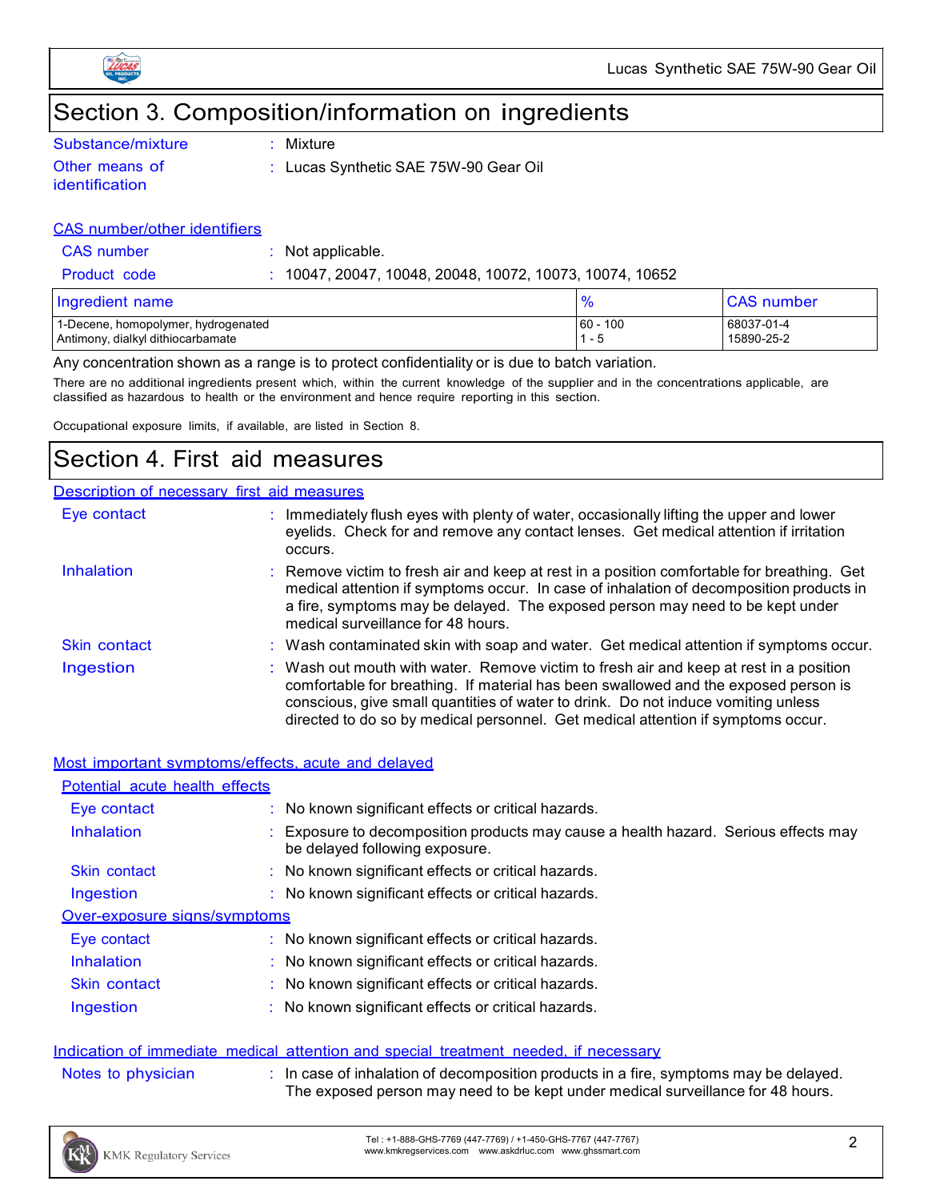# Section 3. Composition/information on ingredients

**Substance/mixture** : Mixture

**Other means of identification** : Lucas Synthetic SAE 75W-90 Gear Oil

### CAS number/other identifiers

**CAS number** : Not applicable.

**Product code** : 10047, 20047, 10048, 20048, 10072, 10073, 10074, 10652

| Ingredient name | % | CAS number |
|---|---|---|
| 1-Decene, homopolymer, hydrogenated | 60 - 100 | 68037-01-4 |
| Antimony, dialkyl dithiocarbamate | 1 - 5 | 15890-25-2 |

Any concentration shown as a range is to protect confidentiality or is due to batch variation.

There are no additional ingredients present which, within the current knowledge of the supplier and in the concentrations applicable, are classified as hazardous to health or the environment and hence require reporting in this section.

Occupational exposure limits, if available, are listed in Section 8.

# Section 4. First aid measures

### Description of necessary first aid measures

**Eye contact** : Immediately flush eyes with plenty of water, occasionally lifting the upper and lower eyelids. Check for and remove any contact lenses. Get medical attention if irritation occurs.

**Inhalation** : Remove victim to fresh air and keep at rest in a position comfortable for breathing. Get medical attention if symptoms occur. In case of inhalation of decomposition products in a fire, symptoms may be delayed. The exposed person may need to be kept under medical surveillance for 48 hours.

**Skin contact** : Wash contaminated skin with soap and water. Get medical attention if symptoms occur.

**Ingestion** : Wash out mouth with water. Remove victim to fresh air and keep at rest in a position comfortable for breathing. If material has been swallowed and the exposed person is conscious, give small quantities of water to drink. Do not induce vomiting unless directed to do so by medical personnel. Get medical attention if symptoms occur.

### Most important symptoms/effects, acute and delayed

#### Potential acute health effects

**Eye contact** : No known significant effects or critical hazards.

**Inhalation** : Exposure to decomposition products may cause a health hazard. Serious effects may be delayed following exposure.

**Skin contact** : No known significant effects or critical hazards.

**Ingestion** : No known significant effects or critical hazards.

#### Over-exposure signs/symptoms

**Eye contact** : No known significant effects or critical hazards.

**Inhalation** : No known significant effects or critical hazards.

**Skin contact** : No known significant effects or critical hazards.

**Ingestion** : No known significant effects or critical hazards.

### Indication of immediate medical attention and special treatment needed, if necessary

**Notes to physician** : In case of inhalation of decomposition products in a fire, symptoms may be delayed. The exposed person may need to be kept under medical surveillance for 48 hours.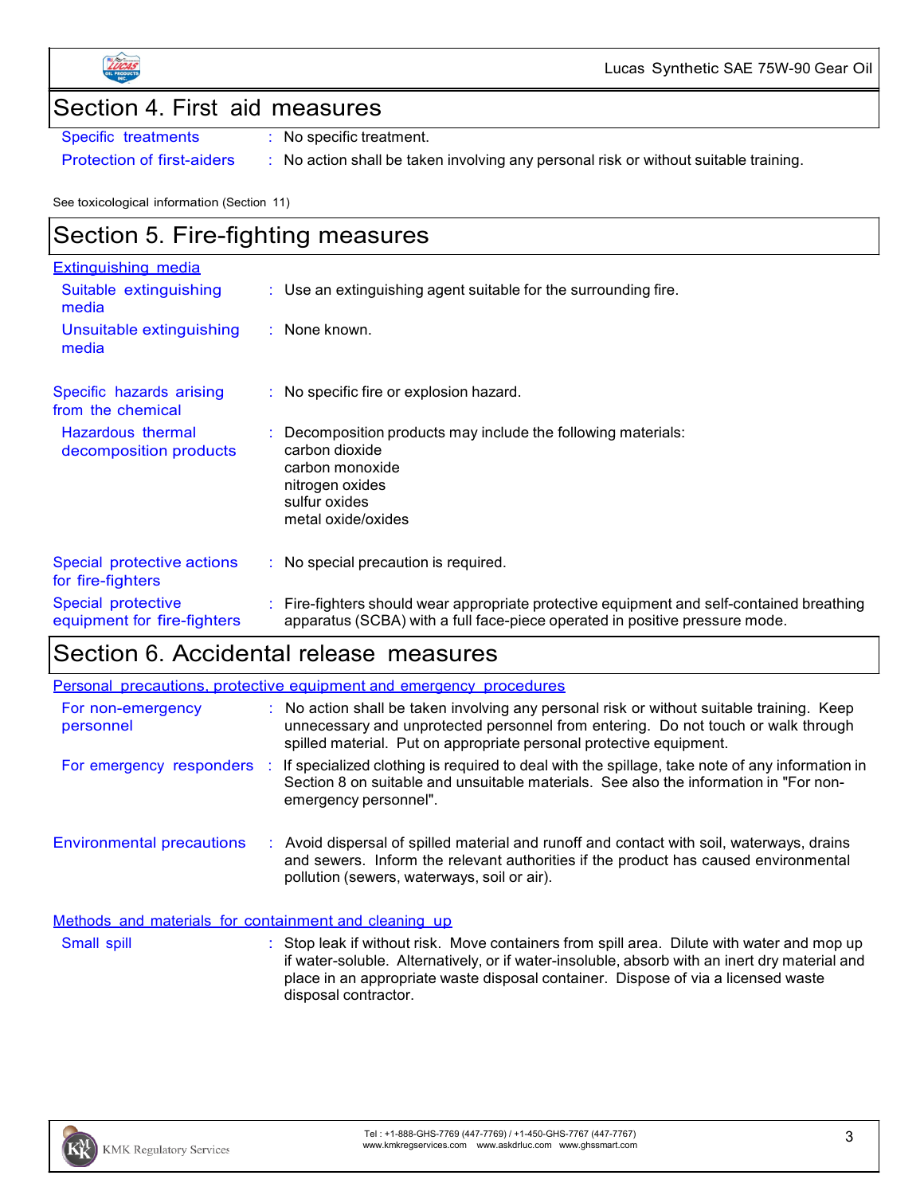## Section 4. First aid measures

| | |
|---|---|
| Specific treatments | : No specific treatment. |
| Protection of first-aiders | : No action shall be taken involving any personal risk or without suitable training. |

See toxicological information (Section 11)

## Section 5. Fire-fighting measures

**Extinguishing media**

| | |
|---|---|
| Suitable extinguishing media | : Use an extinguishing agent suitable for the surrounding fire. |
| Unsuitable extinguishing media | : None known. |
| Specific hazards arising from the chemical | : No specific fire or explosion hazard. |
| Hazardous thermal decomposition products | : Decomposition products may include the following materials: carbon dioxide, carbon monoxide, nitrogen oxides, sulfur oxides, metal oxide/oxides |
| Special protective actions for fire-fighters | : No special precaution is required. |
| Special protective equipment for fire-fighters | : Fire-fighters should wear appropriate protective equipment and self-contained breathing apparatus (SCBA) with a full face-piece operated in positive pressure mode. |

## Section 6. Accidental release measures

**Personal precautions, protective equipment and emergency procedures**

| | |
|---|---|
| For non-emergency personnel | : No action shall be taken involving any personal risk or without suitable training. Keep unnecessary and unprotected personnel from entering. Do not touch or walk through spilled material. Put on appropriate personal protective equipment. |
| For emergency responders | : If specialized clothing is required to deal with the spillage, take note of any information in Section 8 on suitable and unsuitable materials. See also the information in "For non-emergency personnel". |
| Environmental precautions | : Avoid dispersal of spilled material and runoff and contact with soil, waterways, drains and sewers. Inform the relevant authorities if the product has caused environmental pollution (sewers, waterways, soil or air). |

**Methods and materials for containment and cleaning up**

| | |
|---|---|
| Small spill | : Stop leak if without risk. Move containers from spill area. Dilute with water and mop up if water-soluble. Alternatively, or if water-insoluble, absorb with an inert dry material and place in an appropriate waste disposal container. Dispose of via a licensed waste disposal contractor. |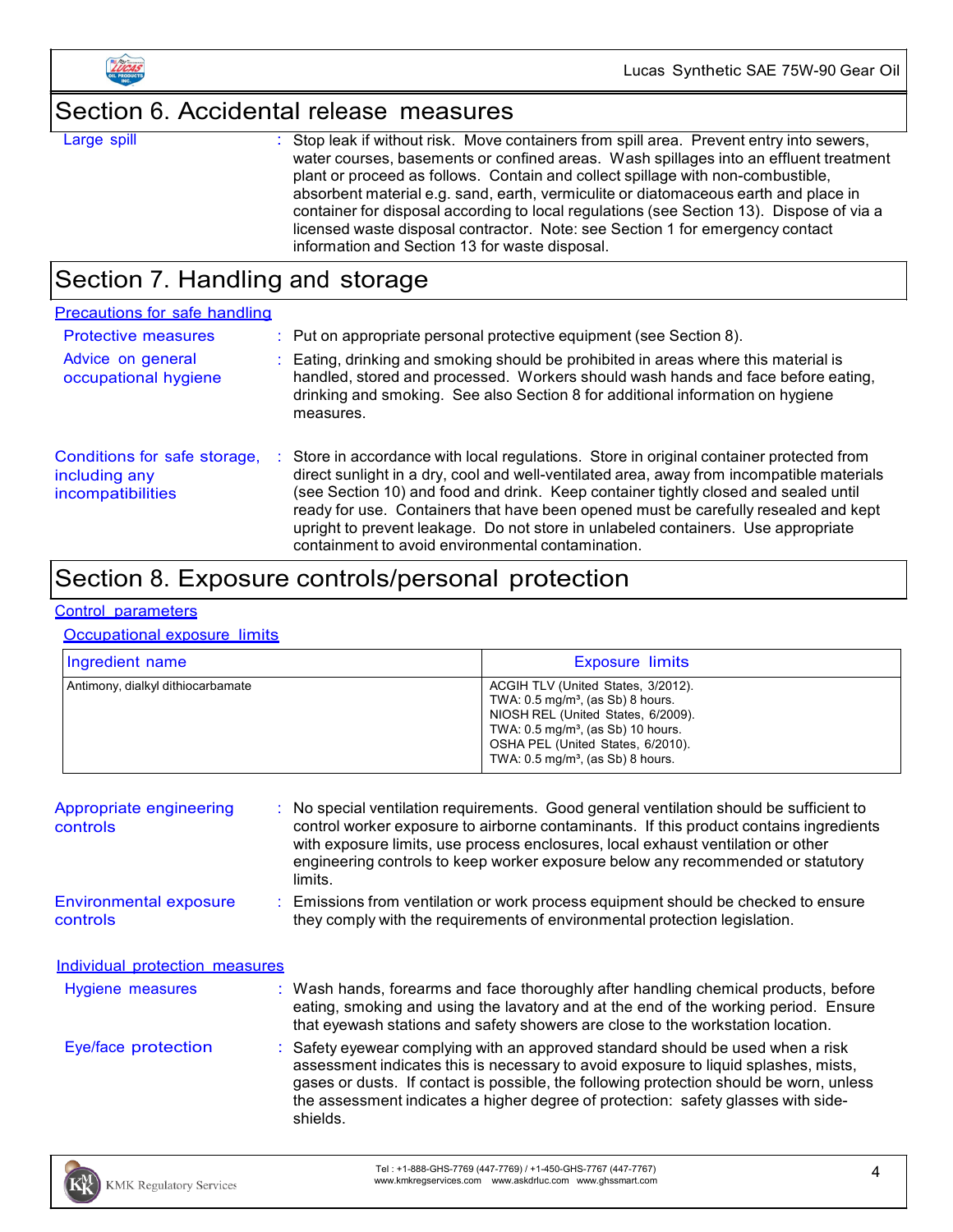## Section 6. Accidental release measures

**Large spill** : Stop leak if without risk. Move containers from spill area. Prevent entry into sewers, water courses, basements or confined areas. Wash spillages into an effluent treatment plant or proceed as follows. Contain and collect spillage with non-combustible, absorbent material e.g. sand, earth, vermiculite or diatomaceous earth and place in container for disposal according to local regulations (see Section 13). Dispose of via a licensed waste disposal contractor. Note: see Section 1 for emergency contact information and Section 13 for waste disposal.

## Section 7. Handling and storage

### Precautions for safe handling

**Protective measures** : Put on appropriate personal protective equipment (see Section 8).

**Advice on general occupational hygiene** : Eating, drinking and smoking should be prohibited in areas where this material is handled, stored and processed. Workers should wash hands and face before eating, drinking and smoking. See also Section 8 for additional information on hygiene measures.

**Conditions for safe storage, including any incompatibilities** : Store in accordance with local regulations. Store in original container protected from direct sunlight in a dry, cool and well-ventilated area, away from incompatible materials (see Section 10) and food and drink. Keep container tightly closed and sealed until ready for use. Containers that have been opened must be carefully resealed and kept upright to prevent leakage. Do not store in unlabeled containers. Use appropriate containment to avoid environmental contamination.

## Section 8. Exposure controls/personal protection

### Control parameters

#### Occupational exposure limits

| Ingredient name | Exposure limits |
| --- | --- |
| Antimony, dialkyl dithiocarbamate | ACGIH TLV (United States, 3/2012).<br>TWA: 0.5 mg/m³, (as Sb) 8 hours.<br>NIOSH REL (United States, 6/2009).<br>TWA: 0.5 mg/m³, (as Sb) 10 hours.<br>OSHA PEL (United States, 6/2010).<br>TWA: 0.5 mg/m³, (as Sb) 8 hours. |

**Appropriate engineering controls** : No special ventilation requirements. Good general ventilation should be sufficient to control worker exposure to airborne contaminants. If this product contains ingredients with exposure limits, use process enclosures, local exhaust ventilation or other engineering controls to keep worker exposure below any recommended or statutory limits.

**Environmental exposure controls** : Emissions from ventilation or work process equipment should be checked to ensure they comply with the requirements of environmental protection legislation.

### Individual protection measures

**Hygiene measures** : Wash hands, forearms and face thoroughly after handling chemical products, before eating, smoking and using the lavatory and at the end of the working period. Ensure that eyewash stations and safety showers are close to the workstation location.

**Eye/face protection** : Safety eyewear complying with an approved standard should be used when a risk assessment indicates this is necessary to avoid exposure to liquid splashes, mists, gases or dusts. If contact is possible, the following protection should be worn, unless the assessment indicates a higher degree of protection: safety glasses with side-shields.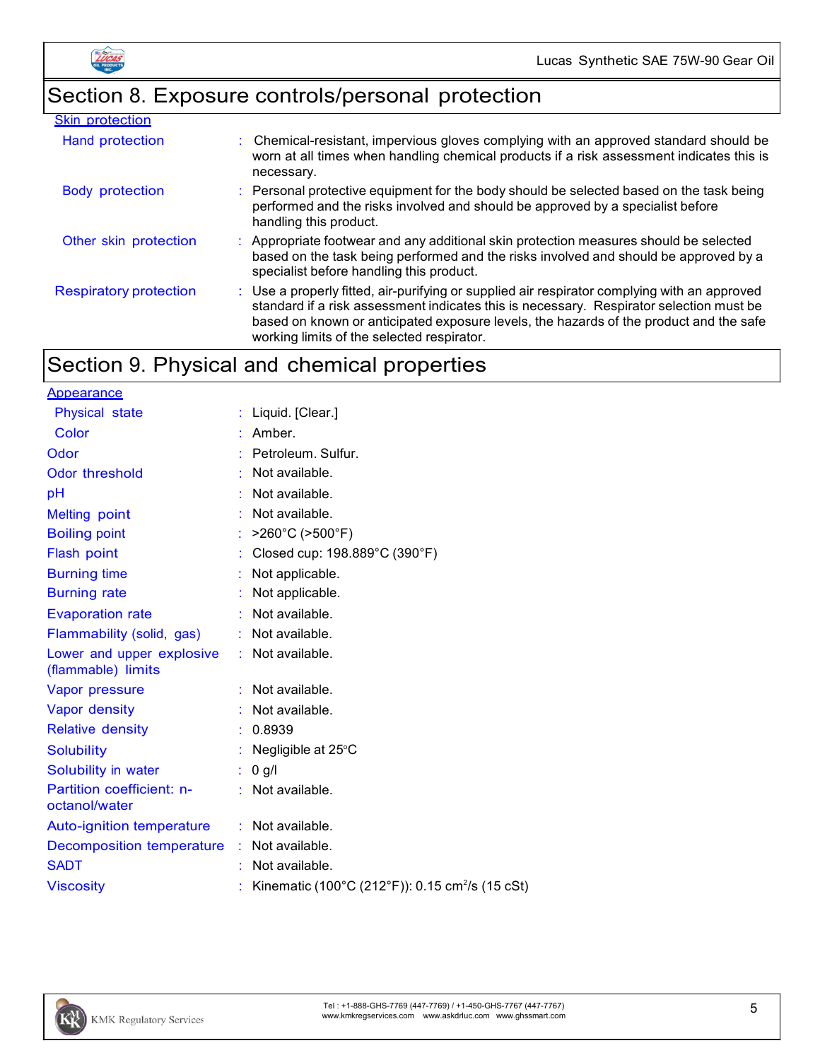## Section 8. Exposure controls/personal protection

**Skin protection**

| | |
|---|---|
| Hand protection | : Chemical-resistant, impervious gloves complying with an approved standard should be worn at all times when handling chemical products if a risk assessment indicates this is necessary. |
| Body protection | : Personal protective equipment for the body should be selected based on the task being performed and the risks involved and should be approved by a specialist before handling this product. |
| Other skin protection | : Appropriate footwear and any additional skin protection measures should be selected based on the task being performed and the risks involved and should be approved by a specialist before handling this product. |
| Respiratory protection | : Use a properly fitted, air-purifying or supplied air respirator complying with an approved standard if a risk assessment indicates this is necessary. Respirator selection must be based on known or anticipated exposure levels, the hazards of the product and the safe working limits of the selected respirator. |

## Section 9. Physical and chemical properties

**Appearance**

| | |
|---|---|
| Physical state | : Liquid. [Clear.] |
| Color | : Amber. |
| Odor | : Petroleum. Sulfur. |
| Odor threshold | : Not available. |
| pH | : Not available. |
| Melting point | : Not available. |
| Boiling point | : >260°C (>500°F) |
| Flash point | : Closed cup: 198.889°C (390°F) |
| Burning time | : Not applicable. |
| Burning rate | : Not applicable. |
| Evaporation rate | : Not available. |
| Flammability (solid, gas) | : Not available. |
| Lower and upper explosive (flammable) limits | : Not available. |
| Vapor pressure | : Not available. |
| Vapor density | : Not available. |
| Relative density | : 0.8939 |
| Solubility | : Negligible at 25°C |
| Solubility in water | : 0 g/l |
| Partition coefficient: n-octanol/water | : Not available. |
| Auto-ignition temperature | : Not available. |
| Decomposition temperature | : Not available. |
| SADT | : Not available. |
| Viscosity | : Kinematic (100°C (212°F)): 0.15 $cm^2/s$ (15 cSt) |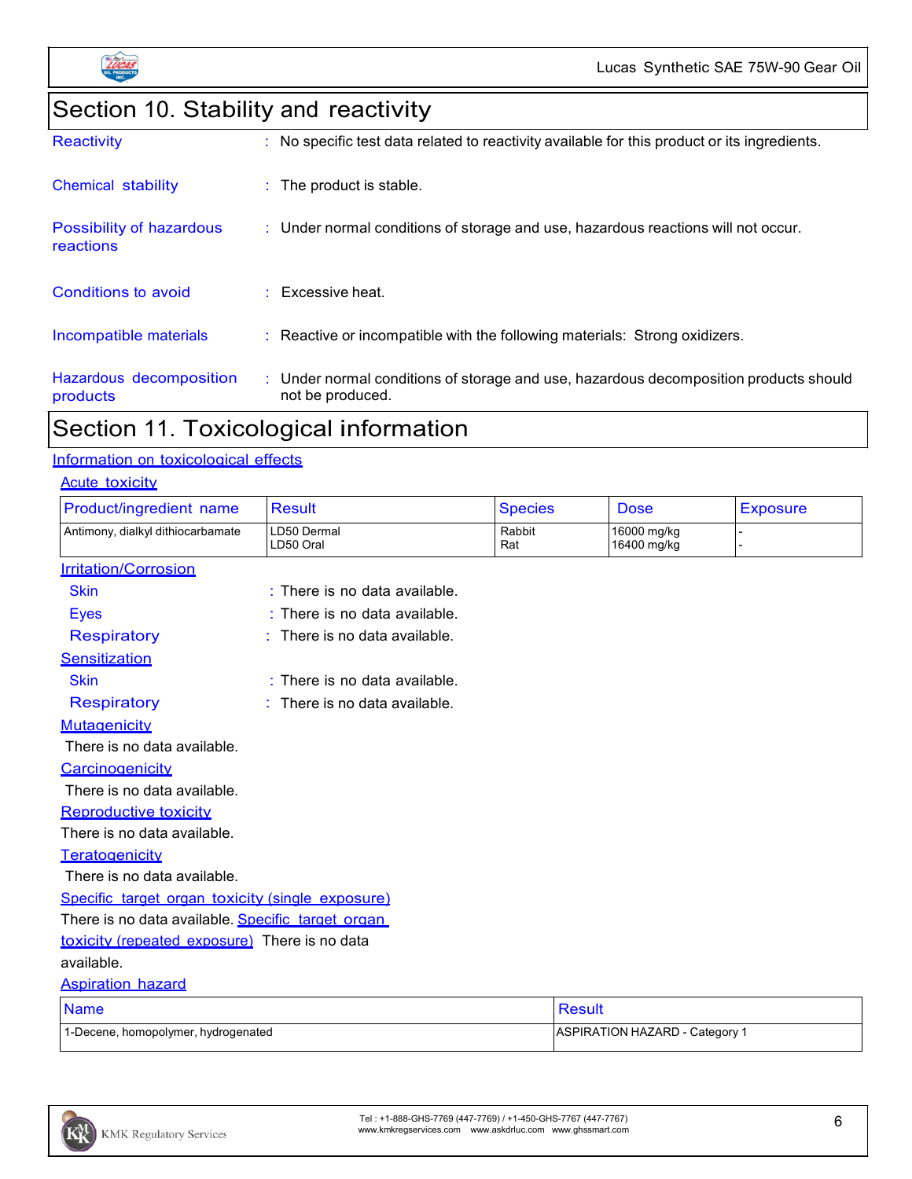## Section 10. Stability and reactivity

**Reactivity** : No specific test data related to reactivity available for this product or its ingredients.

**Chemical stability** : The product is stable.

**Possibility of hazardous reactions** : Under normal conditions of storage and use, hazardous reactions will not occur.

**Conditions to avoid** : Excessive heat.

**Incompatible materials** : Reactive or incompatible with the following materials: Strong oxidizers.

**Hazardous decomposition products** : Under normal conditions of storage and use, hazardous decomposition products should not be produced.

## Section 11. Toxicological information

### Information on toxicological effects

**Acute toxicity**

| Product/ingredient name | Result | Species | Dose | Exposure |
|---|---|---|---|---|
| Antimony, dialkyl dithiocarbamate | LD50 Dermal<br>LD50 Oral | Rabbit<br>Rat | 16000 mg/kg<br>16400 mg/kg | -<br>- |

**Irritation/Corrosion**

- Skin : There is no data available.
- Eyes : There is no data available.
- Respiratory : There is no data available.

**Sensitization**

- Skin : There is no data available.
- Respiratory : There is no data available.

**Mutagenicity**

There is no data available.

**Carcinogenicity**

There is no data available.

**Reproductive toxicity**

There is no data available.

**Teratogenicity**

There is no data available.

**Specific target organ toxicity (single exposure)**

There is no data available.

**Specific target organ toxicity (repeated exposure)**

There is no data available.

**Aspiration hazard**

| Name | Result |
|---|---|
| 1-Decene, homopolymer, hydrogenated | ASPIRATION HAZARD - Category 1 |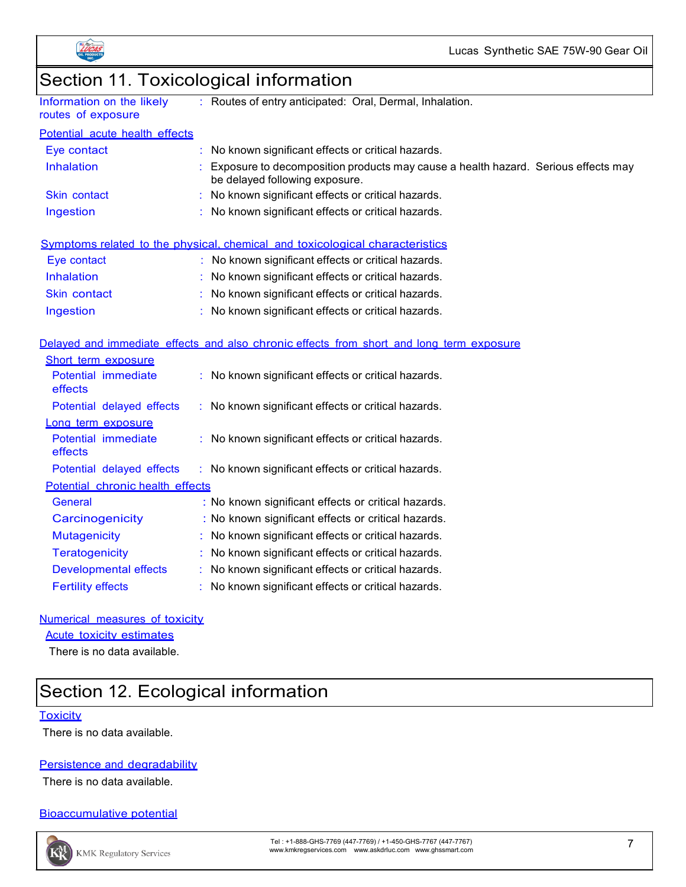## Section 11. Toxicological information

| | |
|---|---|
| Information on the likely routes of exposure | : Routes of entry anticipated: Oral, Dermal, Inhalation. |

**Potential acute health effects**

| | |
|---|---|
| Eye contact | : No known significant effects or critical hazards. |
| Inhalation | : Exposure to decomposition products may cause a health hazard. Serious effects may be delayed following exposure. |
| Skin contact | : No known significant effects or critical hazards. |
| Ingestion | : No known significant effects or critical hazards. |

**Symptoms related to the physical, chemical and toxicological characteristics**

| | |
|---|---|
| Eye contact | : No known significant effects or critical hazards. |
| Inhalation | : No known significant effects or critical hazards. |
| Skin contact | : No known significant effects or critical hazards. |
| Ingestion | : No known significant effects or critical hazards. |

**Delayed and immediate effects and also chronic effects from short and long term exposure**

**Short term exposure**

| | |
|---|---|
| Potential immediate effects | : No known significant effects or critical hazards. |
| Potential delayed effects | : No known significant effects or critical hazards. |

**Long term exposure**

| | |
|---|---|
| Potential immediate effects | : No known significant effects or critical hazards. |
| Potential delayed effects | : No known significant effects or critical hazards. |

**Potential chronic health effects**

| | |
|---|---|
| General | : No known significant effects or critical hazards. |
| Carcinogenicity | : No known significant effects or critical hazards. |
| Mutagenicity | : No known significant effects or critical hazards. |
| Teratogenicity | : No known significant effects or critical hazards. |
| Developmental effects | : No known significant effects or critical hazards. |
| Fertility effects | : No known significant effects or critical hazards. |

**Numerical measures of toxicity**

**Acute toxicity estimates**

There is no data available.

## Section 12. Ecological information

**Toxicity**

There is no data available.

**Persistence and degradability**

There is no data available.

**Bioaccumulative potential**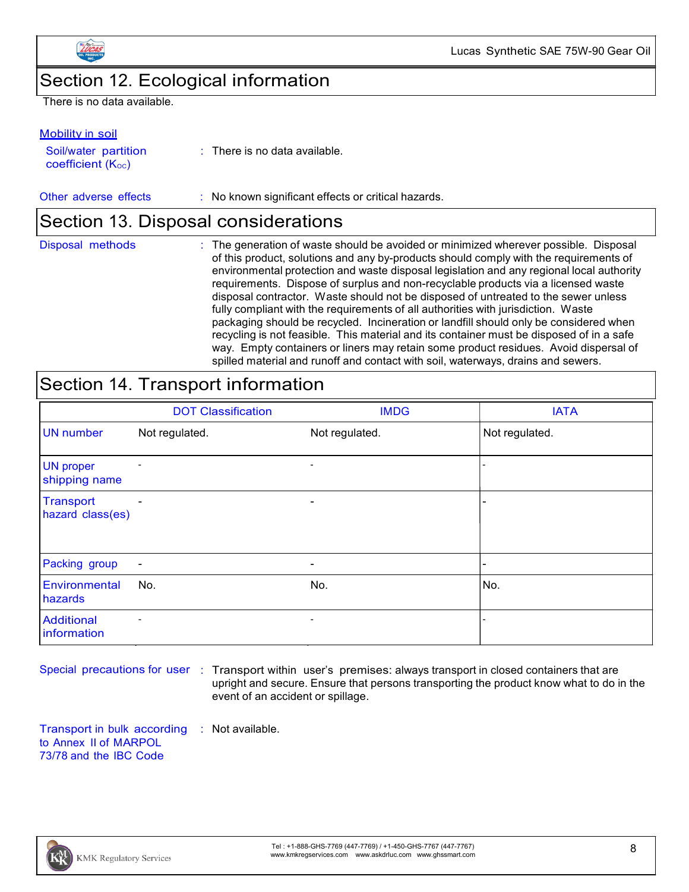## Section 12. Ecological information

There is no data available.

### Mobility in soil

Soil/water partition coefficient ($K_{OC}$) : There is no data available.

Other adverse effects : No known significant effects or critical hazards.

## Section 13. Disposal considerations

Disposal methods : The generation of waste should be avoided or minimized wherever possible. Disposal of this product, solutions and any by-products should comply with the requirements of environmental protection and waste disposal legislation and any regional local authority requirements. Dispose of surplus and non-recyclable products via a licensed waste disposal contractor. Waste should not be disposed of untreated to the sewer unless fully compliant with the requirements of all authorities with jurisdiction. Waste packaging should be recycled. Incineration or landfill should only be considered when recycling is not feasible. This material and its container must be disposed of in a safe way. Empty containers or liners may retain some product residues. Avoid dispersal of spilled material and runoff and contact with soil, waterways, drains and sewers.

## Section 14. Transport information

| | DOT Classification | IMDG | IATA |
|---|---|---|---|
| UN number | Not regulated. | Not regulated. | Not regulated. |
| UN proper shipping name | - | - | - |
| Transport hazard class(es) | - | - | - |
| Packing group | - | - | - |
| Environmental hazards | No. | No. | No. |
| Additional information | - | - | - |

Special precautions for user : Transport within user's premises: always transport in closed containers that are upright and secure. Ensure that persons transporting the product know what to do in the event of an accident or spillage.

Transport in bulk according to Annex II of MARPOL 73/78 and the IBC Code : Not available.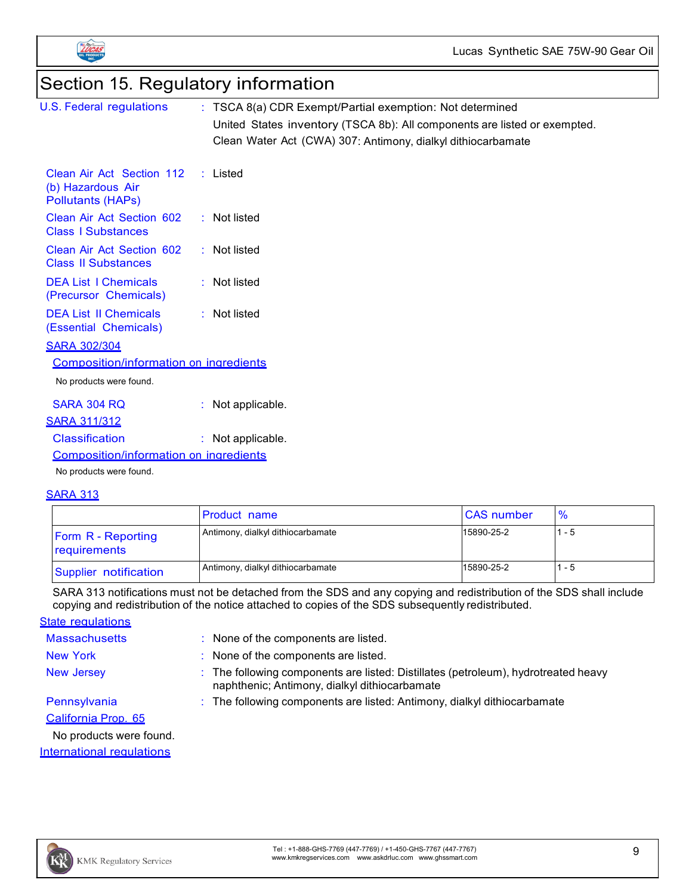# Section 15. Regulatory information

**U.S. Federal regulations** : TSCA 8(a) CDR Exempt/Partial exemption: Not determined

United States inventory (TSCA 8b): All components are listed or exempted.

Clean Water Act (CWA) 307: Antimony, dialkyl dithiocarbamate

**Clean Air Act Section 112 (b) Hazardous Air Pollutants (HAPs)** : Listed

**Clean Air Act Section 602 Class I Substances** : Not listed

**Clean Air Act Section 602 Class II Substances** : Not listed

**DEA List I Chemicals (Precursor Chemicals)** : Not listed

**DEA List II Chemicals (Essential Chemicals)** : Not listed

**SARA 302/304**

**Composition/information on ingredients**

No products were found.

**SARA 304 RQ** : Not applicable.

**SARA 311/312**

**Classification** : Not applicable.

**Composition/information on ingredients**

No products were found.

**SARA 313**

| | Product name | CAS number | % |
|---|---|---|---|
| Form R - Reporting requirements | Antimony, dialkyl dithiocarbamate | 15890-25-2 | 1 - 5 |
| Supplier notification | Antimony, dialkyl dithiocarbamate | 15890-25-2 | 1 - 5 |

SARA 313 notifications must not be detached from the SDS and any copying and redistribution of the SDS shall include copying and redistribution of the notice attached to copies of the SDS subsequently redistributed.

**State regulations**

**Massachusetts** : None of the components are listed.

**New York** : None of the components are listed.

**New Jersey** : The following components are listed: Distillates (petroleum), hydrotreated heavy naphthenic; Antimony, dialkyl dithiocarbamate

**Pennsylvania** : The following components are listed: Antimony, dialkyl dithiocarbamate

**California Prop. 65**

No products were found.

**International regulations**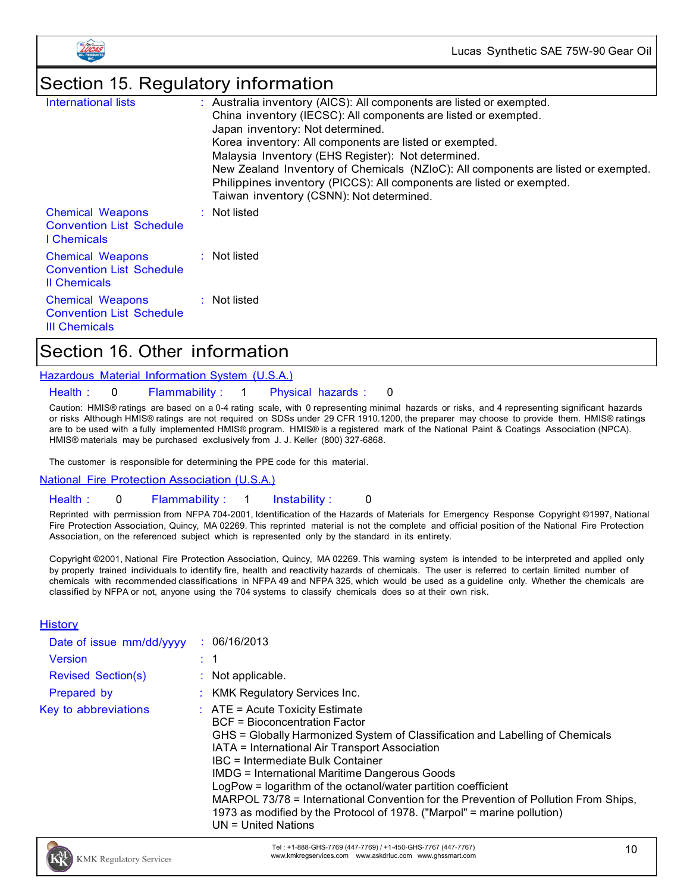## Section 15. Regulatory information

| | | |
|---|---|---|
| International lists | : | Australia inventory (AICS): All components are listed or exempted.<br>China inventory (IECSC): All components are listed or exempted.<br>Japan inventory: Not determined.<br>Korea inventory: All components are listed or exempted.<br>Malaysia Inventory (EHS Register): Not determined.<br>New Zealand Inventory of Chemicals (NZIoC): All components are listed or exempted.<br>Philippines inventory (PICCS): All components are listed or exempted.<br>Taiwan inventory (CSNN): Not determined. |
| Chemical Weapons Convention List Schedule I Chemicals | : | Not listed |
| Chemical Weapons Convention List Schedule II Chemicals | : | Not listed |
| Chemical Weapons Convention List Schedule III Chemicals | : | Not listed |

## Section 16. Other information

**Hazardous Material Information System (U.S.A.)**

Health : 0 Flammability : 1 Physical hazards : 0

Caution: HMIS® ratings are based on a 0-4 rating scale, with 0 representing minimal hazards or risks, and 4 representing significant hazards or risks Although HMIS® ratings are not required on SDSs under 29 CFR 1910.1200, the preparer may choose to provide them. HMIS® ratings are to be used with a fully implemented HMIS® program. HMIS® is a registered mark of the National Paint & Coatings Association (NPCA). HMIS® materials may be purchased exclusively from J. J. Keller (800) 327-6868.

The customer is responsible for determining the PPE code for this material.

**National Fire Protection Association (U.S.A.)**

Health : 0 Flammability : 1 Instability : 0

Reprinted with permission from NFPA 704-2001, Identification of the Hazards of Materials for Emergency Response Copyright ©1997, National Fire Protection Association, Quincy, MA 02269. This reprinted material is not the complete and official position of the National Fire Protection Association, on the referenced subject which is represented only by the standard in its entirety.

Copyright ©2001, National Fire Protection Association, Quincy, MA 02269. This warning system is intended to be interpreted and applied only by properly trained individuals to identify fire, health and reactivity hazards of chemicals. The user is referred to certain limited number of chemicals with recommended classifications in NFPA 49 and NFPA 325, which would be used as a guideline only. Whether the chemicals are classified by NFPA or not, anyone using the 704 systems to classify chemicals does so at their own risk.

**History**

| | | |
|---|---|---|
| Date of issue mm/dd/yyyy | : | 06/16/2013 |
| Version | : | 1 |
| Revised Section(s) | : | Not applicable. |
| Prepared by | : | KMK Regulatory Services Inc. |
| Key to abbreviations | : | ATE = Acute Toxicity Estimate<br>BCF = Bioconcentration Factor<br>GHS = Globally Harmonized System of Classification and Labelling of Chemicals<br>IATA = International Air Transport Association<br>IBC = Intermediate Bulk Container<br>IMDG = International Maritime Dangerous Goods<br>LogPow = logarithm of the octanol/water partition coefficient<br>MARPOL 73/78 = International Convention for the Prevention of Pollution From Ships, 1973 as modified by the Protocol of 1978. ("Marpol" = marine pollution)<br>UN = United Nations |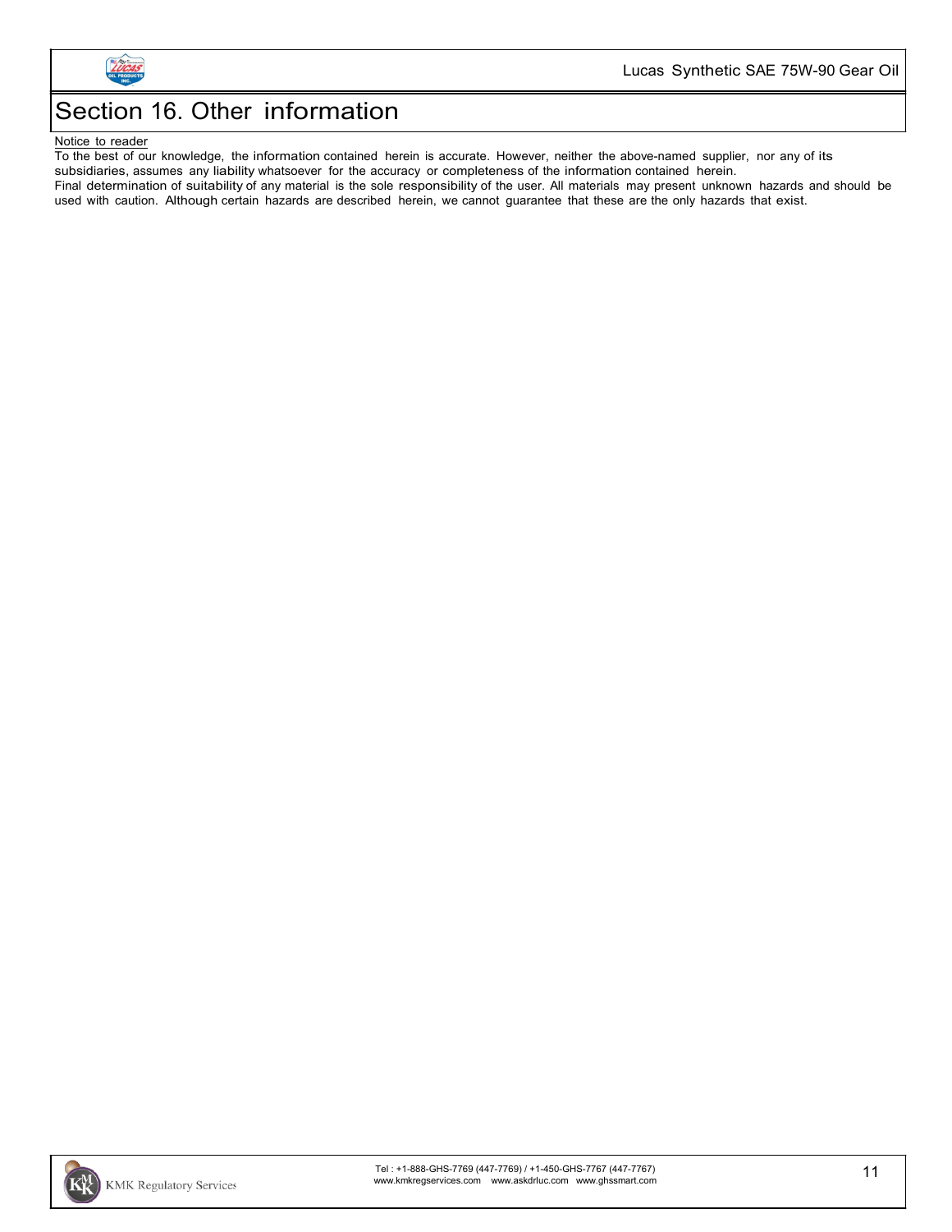# Section 16. Other information

Notice to reader

To the best of our knowledge, the information contained herein is accurate. However, neither the above-named supplier, nor any of its subsidiaries, assumes any liability whatsoever for the accuracy or completeness of the information contained herein.

Final determination of suitability of any material is the sole responsibility of the user. All materials may present unknown hazards and should be used with caution. Although certain hazards are described herein, we cannot guarantee that these are the only hazards that exist.